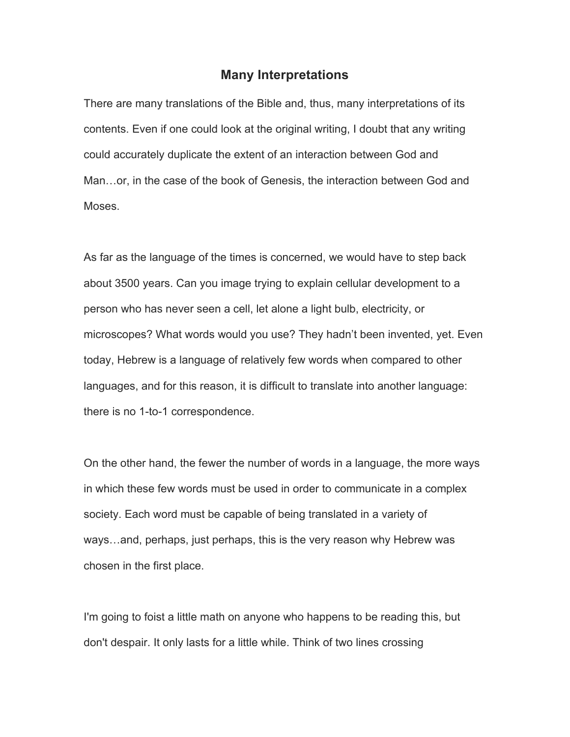# Many Interpretations

There are many translations of the Bible and, thus, many interpretations of its contents. Even if one could look at the original writing, I doubt that any writing could accurately duplicate the extent of an interaction between God and Man…or, in the case of the book of Genesis, the interaction between God and Moses.

As far as the language of the times is concerned, we would have to step back about 3500 years. Can you image trying to explain cellular development to a person who has never seen a cell, let alone a light bulb, electricity, or microscopes? What words would you use? They hadn't been invented, yet. Even today, Hebrew is a language of relatively few words when compared to other languages, and for this reason, it is difficult to translate into another language: there is no 1-to-1 correspondence.

On the other hand, the fewer the number of words in a language, the more ways in which these few words must be used in order to communicate in a complex society. Each word must be capable of being translated in a variety of ways…and, perhaps, just perhaps, this is the very reason why Hebrew was chosen in the first place.

I'm going to foist a little math on anyone who happens to be reading this, but don't despair. It only lasts for a little while. Think of two lines crossing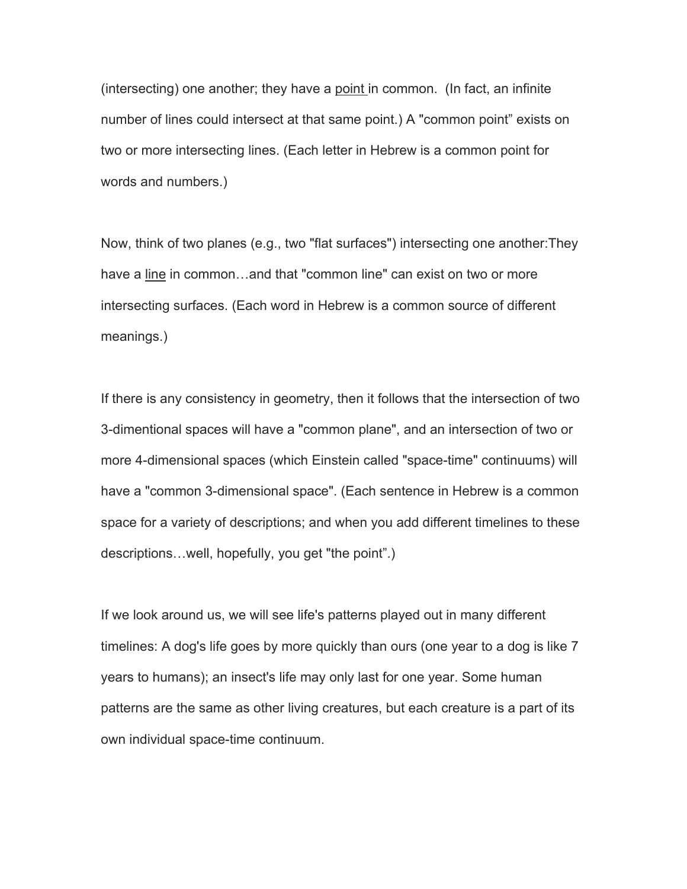(intersecting) one another; they have a <u>point</u> in common. (In fact, an infinite number of lines could intersect at that same point.) A "common point" exists on two or more intersecting lines. (Each letter in Hebrew is a common point for words and numbers.)

Now, think of two planes (e.g., two "flat surfaces") intersecting one another:They have a <u>line</u> in common…and that "common line" can exist on two or more intersecting surfaces. (Each word in Hebrew is a common source of different meanings.)

If there is any consistency in geometry, then it follows that the intersection of two 3-dimentional spaces will have a "common plane", and an intersection of two or more 4-dimensional spaces (which Einstein called "space-time" continuums) will have a "common 3-dimensional space". (Each sentence in Hebrew is a common space for a variety of descriptions; and when you add different timelines to these descriptions…well, hopefully, you get "the point".)

If we look around us, we will see life's patterns played out in many different timelines: A dog's life goes by more quickly than ours (one year to a dog is like 7 years to humans); an insect's life may only last for one year. Some human patterns are the same as other living creatures, but each creature is a part of its own individual space-time continuum.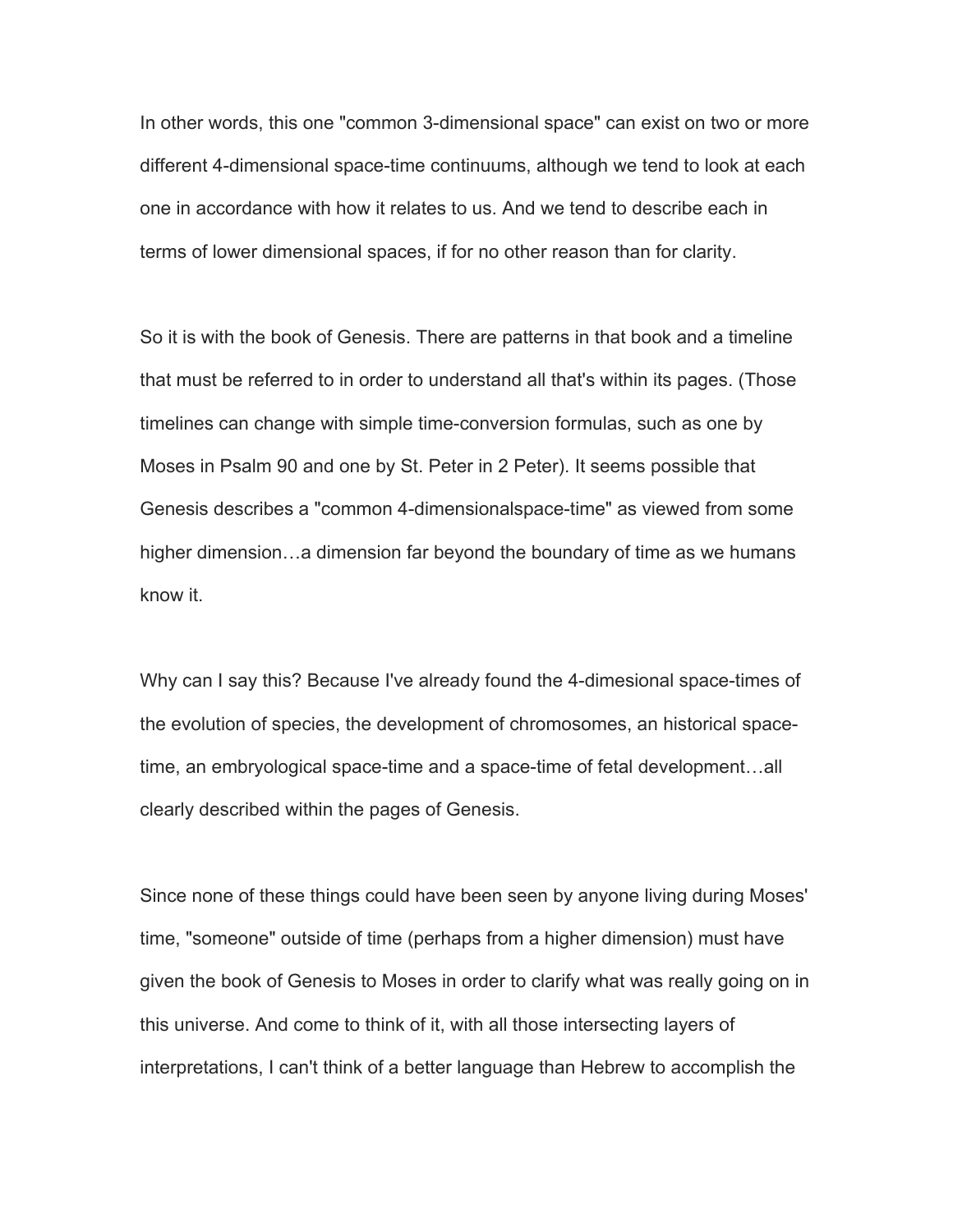In other words, this one "common 3-dimensional space" can exist on two or more different 4-dimensional space-time continuums, although we tend to look at each one in accordance with how it relates to us. And we tend to describe each in terms of lower dimensional spaces, if for no other reason than for clarity.

So it is with the book of Genesis. There are patterns in that book and a timeline that must be referred to in order to understand all that's within its pages. (Those timelines can change with simple time-conversion formulas, such as one by Moses in Psalm 90 and one by St. Peter in 2 Peter). It seems possible that Genesis describes a "common 4-dimensionalspace-time" as viewed from some higher dimension…a dimension far beyond the boundary of time as we humans know it.

Why can I say this? Because I've already found the 4-dimesional space-times of the evolution of species, the development of chromosomes, an historical space-time, an embryological space-time and a space-time of fetal development…all clearly described within the pages of Genesis.

Since none of these things could have been seen by anyone living during Moses' time, "someone" outside of time (perhaps from a higher dimension) must have given the book of Genesis to Moses in order to clarify what was really going on in this universe. And come to think of it, with all those intersecting layers of interpretations, I can't think of a better language than Hebrew to accomplish the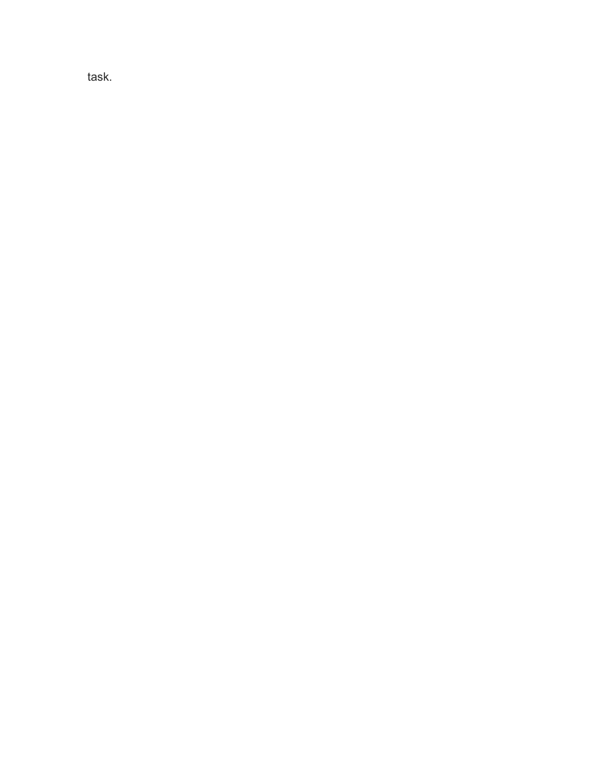task.